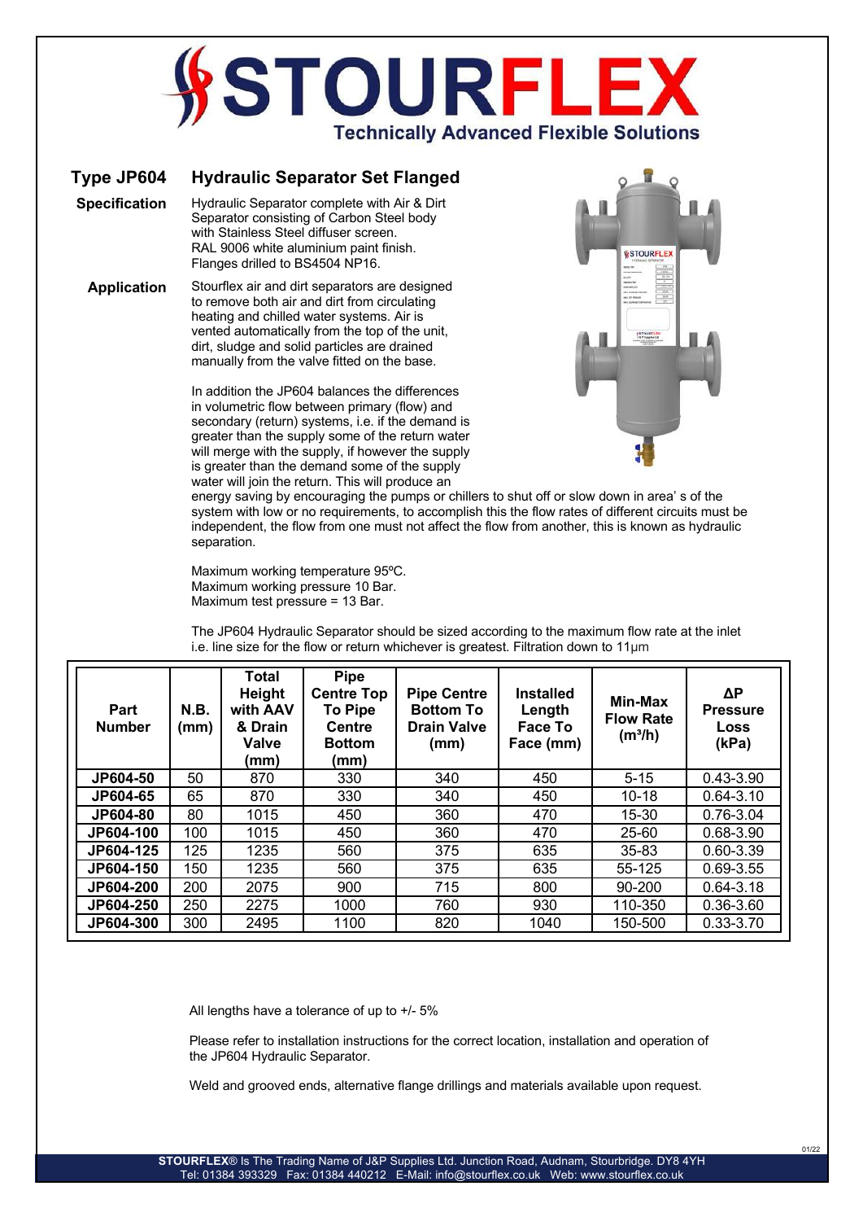# STOURFLEX

Technically Advanced Flexible Solutions

## Type JP604 Hydraulic Separator Set Flanged

**Specification**

Hydraulic Separator complete with Air & Dirt Separator consisting of Carbon Steel body with Stainless Steel diffuser screen. RAL 9006 white aluminium paint finish. Flanges drilled to BS4504 NP16.

**Application**

Stourflex air and dirt separators are designed to remove both air and dirt from circulating heating and chilled water systems. Air is vented automatically from the top of the unit, dirt, sludge and solid particles are drained manually from the valve fitted on the base.

In addition the JP604 balances the differences in volumetric flow between primary (flow) and secondary (return) systems, i.e. if the demand is greater than the supply some of the return water will merge with the supply, if however the supply is greater than the demand some of the supply water will join the return. This will produce an energy saving by encouraging the pumps or chillers to shut off or slow down in area' s of the system with low or no requirements, to accomplish this the flow rates of different circuits must be independent, the flow from one must not affect the flow from another, this is known as hydraulic separation.

Maximum working temperature 95ºC.
Maximum working pressure 10 Bar.
Maximum test pressure = 13 Bar.

The JP604 Hydraulic Separator should be sized according to the maximum flow rate at the inlet i.e. line size for the flow or return whichever is greatest. Filtration down to 11µm

| Part Number | N.B. (mm) | Total Height with AAV & Drain Valve (mm) | Pipe Centre Top To Pipe Centre Bottom (mm) | Pipe Centre Bottom To Drain Valve (mm) | Installed Length Face To Face (mm) | Min-Max Flow Rate ($m^3/h$) | ΔP Pressure Loss (kPa) |
|---|---|---|---|---|---|---|---|
| JP604-50 | 50 | 870 | 330 | 340 | 450 | 5-15 | 0.43-3.90 |
| JP604-65 | 65 | 870 | 330 | 340 | 450 | 10-18 | 0.64-3.10 |
| JP604-80 | 80 | 1015 | 450 | 360 | 470 | 15-30 | 0.76-3.04 |
| JP604-100 | 100 | 1015 | 450 | 360 | 470 | 25-60 | 0.68-3.90 |
| JP604-125 | 125 | 1235 | 560 | 375 | 635 | 35-83 | 0.60-3.39 |
| JP604-150 | 150 | 1235 | 560 | 375 | 635 | 55-125 | 0.69-3.55 |
| JP604-200 | 200 | 2075 | 900 | 715 | 800 | 90-200 | 0.64-3.18 |
| JP604-250 | 250 | 2275 | 1000 | 760 | 930 | 110-350 | 0.36-3.60 |
| JP604-300 | 300 | 2495 | 1100 | 820 | 1040 | 150-500 | 0.33-3.70 |

All lengths have a tolerance of up to +/- 5%

Please refer to installation instructions for the correct location, installation and operation of the JP604 Hydraulic Separator.

Weld and grooved ends, alternative flange drillings and materials available upon request.

**STOURFLEX**® Is The Trading Name of J&P Supplies Ltd. Junction Road, Audnam, Stourbridge. DY8 4YH
Tel: 01384 393329 Fax: 01384 440212 E-Mail: info@stourflex.co.uk Web: www.stourflex.co.uk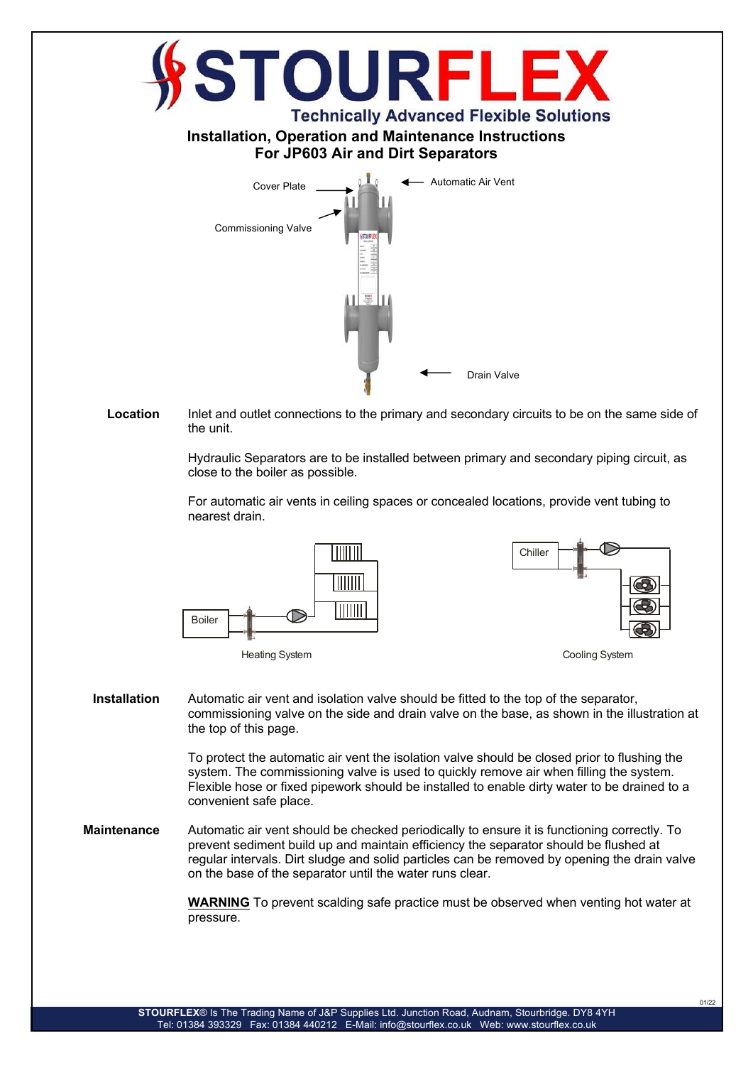# STOURFLEX

**Technically Advanced Flexible Solutions**

## Installation, Operation and Maintenance Instructions For JP603 Air and Dirt Separators

Cover Plate

Automatic Air Vent

Commissioning Valve

Drain Valve

**Location**

Inlet and outlet connections to the primary and secondary circuits to be on the same side of the unit.

Hydraulic Separators are to be installed between primary and secondary piping circuit, as close to the boiler as possible.

For automatic air vents in ceiling spaces or concealed locations, provide vent tubing to nearest drain.

Boiler

Heating System

Chiller

Cooling System

**Installation**

Automatic air vent and isolation valve should be fitted to the top of the separator, commissioning valve on the side and drain valve on the base, as shown in the illustration at the top of this page.

To protect the automatic air vent the isolation valve should be closed prior to flushing the system. The commissioning valve is used to quickly remove air when filling the system. Flexible hose or fixed pipework should be installed to enable dirty water to be drained to a convenient safe place.

**Maintenance**

Automatic air vent should be checked periodically to ensure it is functioning correctly. To prevent sediment build up and maintain efficiency the separator should be flushed at regular intervals. Dirt sludge and solid particles can be removed by opening the drain valve on the base of the separator until the water runs clear.

**WARNING** To prevent scalding safe practice must be observed when venting hot water at pressure.

01/22

**STOURFLEX**® Is The Trading Name of J&P Supplies Ltd. Junction Road, Audnam, Stourbridge. DY8 4YH
Tel: 01384 393329 Fax: 01384 440212 E-Mail: info@stourflex.co.uk Web: www.stourflex.co.uk